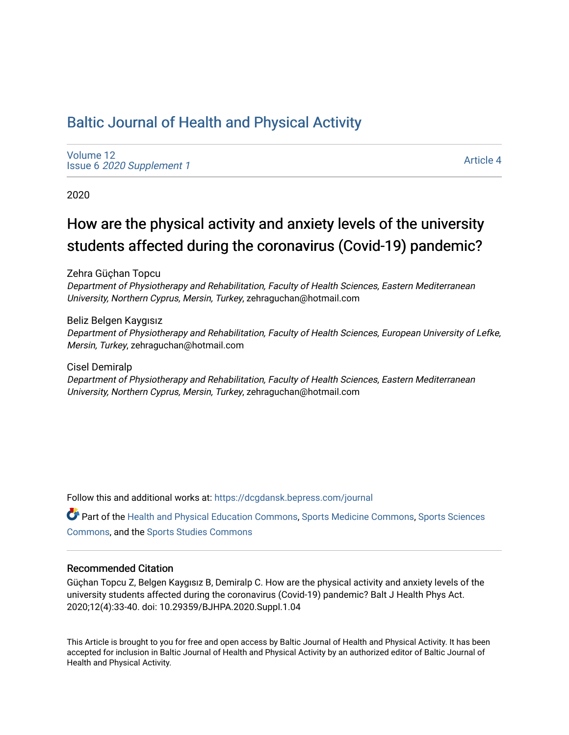# Baltic Journal of Health and Physical Activity

Volume 12
Issue 6 *2020 Supplement 1*

Article 4

2020

## How are the physical activity and anxiety levels of the university students affected during the coronavirus (Covid-19) pandemic?

Zehra Güçhan Topcu
*Department of Physiotherapy and Rehabilitation, Faculty of Health Sciences, Eastern Mediterranean University, Northern Cyprus, Mersin, Turkey*, zehraguchan@hotmail.com

Beliz Belgen Kaygısız
*Department of Physiotherapy and Rehabilitation, Faculty of Health Sciences, European University of Lefke, Mersin, Turkey*, zehraguchan@hotmail.com

Cisel Demiralp
*Department of Physiotherapy and Rehabilitation, Faculty of Health Sciences, Eastern Mediterranean University, Northern Cyprus, Mersin, Turkey*, zehraguchan@hotmail.com

Follow this and additional works at: https://dcgdansk.bepress.com/journal

Part of the Health and Physical Education Commons, Sports Medicine Commons, Sports Sciences Commons, and the Sports Studies Commons

### Recommended Citation

Güçhan Topcu Z, Belgen Kaygısız B, Demiralp C. How are the physical activity and anxiety levels of the university students affected during the coronavirus (Covid-19) pandemic? Balt J Health Phys Act. 2020;12(4):33-40. doi: 10.29359/BJHPA.2020.Suppl.1.04

This Article is brought to you for free and open access by Baltic Journal of Health and Physical Activity. It has been accepted for inclusion in Baltic Journal of Health and Physical Activity by an authorized editor of Baltic Journal of Health and Physical Activity.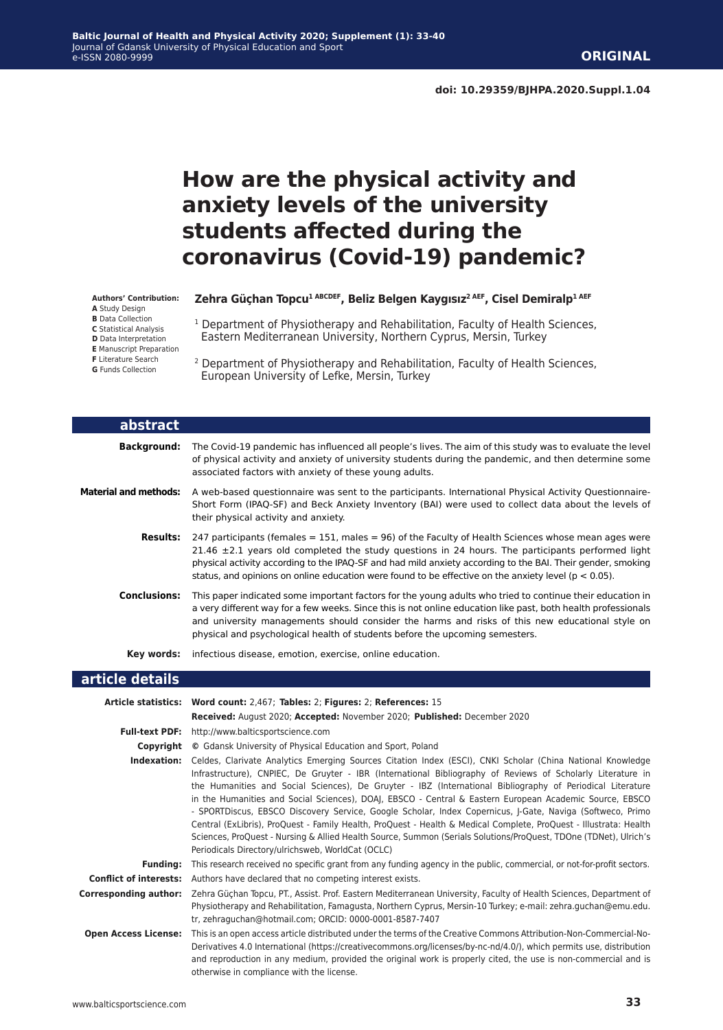**ORIGINAL**

doi: 10.29359/BJHPA.2020.Suppl.1.04

# How are the physical activity and anxiety levels of the university students affected during the coronavirus (Covid-19) pandemic?

**Authors' Contribution:**
**A** Study Design
**B** Data Collection
**C** Statistical Analysis
**D** Data Interpretation
**E** Manuscript Preparation
**F** Literature Search
**G** Funds Collection

**Zehra Güçhan Topcu[1 ABCDEF], Beliz Belgen Kaygısız[2 AEF], Cisel Demiralp[1 AEF]**

[1] Department of Physiotherapy and Rehabilitation, Faculty of Health Sciences, Eastern Mediterranean University, Northern Cyprus, Mersin, Turkey

[2] Department of Physiotherapy and Rehabilitation, Faculty of Health Sciences, European University of Lefke, Mersin, Turkey

## abstract

**Background:** The Covid-19 pandemic has influenced all people's lives. The aim of this study was to evaluate the level of physical activity and anxiety of university students during the pandemic, and then determine some associated factors with anxiety of these young adults.

**Material and methods:** A web-based questionnaire was sent to the participants. International Physical Activity Questionnaire-Short Form (IPAQ-SF) and Beck Anxiety Inventory (BAI) were used to collect data about the levels of their physical activity and anxiety.

**Results:** 247 participants (females = 151, males = 96) of the Faculty of Health Sciences whose mean ages were 21.46 ±2.1 years old completed the study questions in 24 hours. The participants performed light physical activity according to the IPAQ-SF and had mild anxiety according to the BAI. Their gender, smoking status, and opinions on online education were found to be effective on the anxiety level ($p < 0.05$).

**Conclusions:** This paper indicated some important factors for the young adults who tried to continue their education in a very different way for a few weeks. Since this is not online education like past, both health professionals and university managements should consider the harms and risks of this new educational style on physical and psychological health of students before the upcoming semesters.

**Key words:** infectious disease, emotion, exercise, online education.

## article details

**Article statistics:** **Word count:** 2,467; **Tables:** 2; **Figures:** 2; **References:** 15
**Received:** August 2020; **Accepted:** November 2020; **Published:** December 2020

**Full-text PDF:** http://www.balticsportscience.com

**Copyright** © Gdansk University of Physical Education and Sport, Poland

**Indexation:** Celdes, Clarivate Analytics Emerging Sources Citation Index (ESCI), CNKI Scholar (China National Knowledge Infrastructure), CNPIEC, De Gruyter - IBR (International Bibliography of Reviews of Scholarly Literature in the Humanities and Social Sciences), De Gruyter - IBZ (International Bibliography of Periodical Literature in the Humanities and Social Sciences), DOAJ, EBSCO - Central & Eastern European Academic Source, EBSCO - SPORTDiscus, EBSCO Discovery Service, Google Scholar, Index Copernicus, J-Gate, Naviga (Softweco, Primo Central (ExLibris), ProQuest - Family Health, ProQuest - Health & Medical Complete, ProQuest - Illustrata: Health Sciences, ProQuest - Nursing & Allied Health Source, Summon (Serials Solutions/ProQuest, TDOne (TDNet), Ulrich's Periodicals Directory/ulrichsweb, WorldCat (OCLC)

**Funding:** This research received no specific grant from any funding agency in the public, commercial, or not-for-profit sectors.

**Conflict of interests:** Authors have declared that no competing interest exists.

**Corresponding author:** Zehra Güçhan Topcu, PT., Assist. Prof. Eastern Mediterranean University, Faculty of Health Sciences, Department of Physiotherapy and Rehabilitation, Famagusta, Northern Cyprus, Mersin-10 Turkey; e-mail: zehra.guchan@emu.edu.tr, zehraguchan@hotmail.com; ORCID: 0000-0001-8587-7407

**Open Access License:** This is an open access article distributed under the terms of the Creative Commons Attribution-Non-Commercial-No-Derivatives 4.0 International (https://creativecommons.org/licenses/by-nc-nd/4.0/), which permits use, distribution and reproduction in any medium, provided the original work is properly cited, the use is non-commercial and is otherwise in compliance with the license.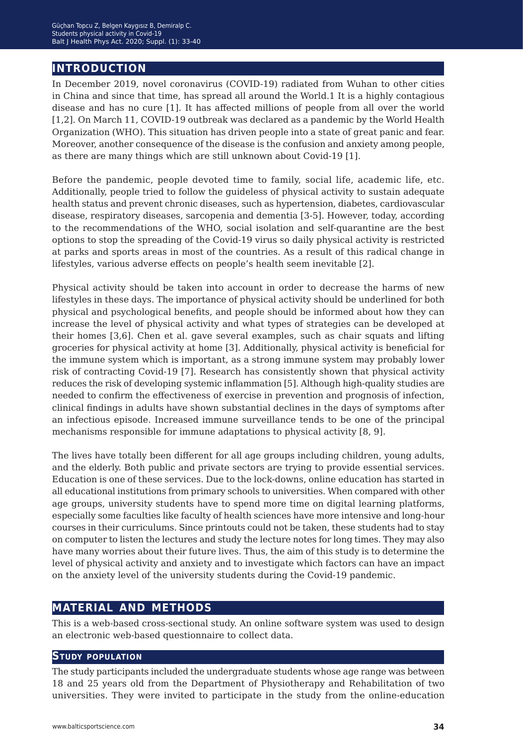## INTRODUCTION

In December 2019, novel coronavirus (COVID-19) radiated from Wuhan to other cities in China and since that time, has spread all around the World.1 It is a highly contagious disease and has no cure [1]. It has affected millions of people from all over the world [1,2]. On March 11, COVID-19 outbreak was declared as a pandemic by the World Health Organization (WHO). This situation has driven people into a state of great panic and fear. Moreover, another consequence of the disease is the confusion and anxiety among people, as there are many things which are still unknown about Covid-19 [1].

Before the pandemic, people devoted time to family, social life, academic life, etc. Additionally, people tried to follow the guideless of physical activity to sustain adequate health status and prevent chronic diseases, such as hypertension, diabetes, cardiovascular disease, respiratory diseases, sarcopenia and dementia [3-5]. However, today, according to the recommendations of the WHO, social isolation and self-quarantine are the best options to stop the spreading of the Covid-19 virus so daily physical activity is restricted at parks and sports areas in most of the countries. As a result of this radical change in lifestyles, various adverse effects on people's health seem inevitable [2].

Physical activity should be taken into account in order to decrease the harms of new lifestyles in these days. The importance of physical activity should be underlined for both physical and psychological benefits, and people should be informed about how they can increase the level of physical activity and what types of strategies can be developed at their homes [3,6]. Chen et al. gave several examples, such as chair squats and lifting groceries for physical activity at home [3]. Additionally, physical activity is beneficial for the immune system which is important, as a strong immune system may probably lower risk of contracting Covid-19 [7]. Research has consistently shown that physical activity reduces the risk of developing systemic inflammation [5]. Although high-quality studies are needed to confirm the effectiveness of exercise in prevention and prognosis of infection, clinical findings in adults have shown substantial declines in the days of symptoms after an infectious episode. Increased immune surveillance tends to be one of the principal mechanisms responsible for immune adaptations to physical activity [8, 9].

The lives have totally been different for all age groups including children, young adults, and the elderly. Both public and private sectors are trying to provide essential services. Education is one of these services. Due to the lock-downs, online education has started in all educational institutions from primary schools to universities. When compared with other age groups, university students have to spend more time on digital learning platforms, especially some faculties like faculty of health sciences have more intensive and long-hour courses in their curriculums. Since printouts could not be taken, these students had to stay on computer to listen the lectures and study the lecture notes for long times. They may also have many worries about their future lives. Thus, the aim of this study is to determine the level of physical activity and anxiety and to investigate which factors can have an impact on the anxiety level of the university students during the Covid-19 pandemic.

## MATERIAL AND METHODS

This is a web-based cross-sectional study. An online software system was used to design an electronic web-based questionnaire to collect data.

### Study population

The study participants included the undergraduate students whose age range was between 18 and 25 years old from the Department of Physiotherapy and Rehabilitation of two universities. They were invited to participate in the study from the online-education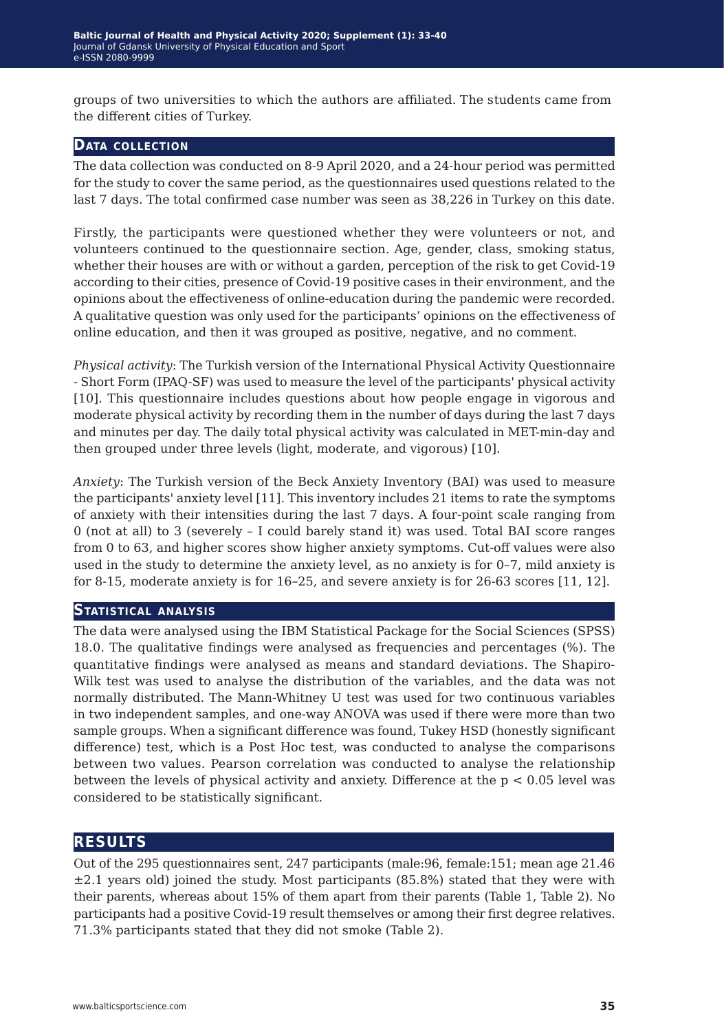groups of two universities to which the authors are affiliated. The students came from the different cities of Turkey.

## Data collection

The data collection was conducted on 8-9 April 2020, and a 24-hour period was permitted for the study to cover the same period, as the questionnaires used questions related to the last 7 days. The total confirmed case number was seen as 38,226 in Turkey on this date.

Firstly, the participants were questioned whether they were volunteers or not, and volunteers continued to the questionnaire section. Age, gender, class, smoking status, whether their houses are with or without a garden, perception of the risk to get Covid-19 according to their cities, presence of Covid-19 positive cases in their environment, and the opinions about the effectiveness of online-education during the pandemic were recorded. A qualitative question was only used for the participants' opinions on the effectiveness of online education, and then it was grouped as positive, negative, and no comment.

*Physical activity*: The Turkish version of the International Physical Activity Questionnaire - Short Form (IPAQ-SF) was used to measure the level of the participants' physical activity [10]. This questionnaire includes questions about how people engage in vigorous and moderate physical activity by recording them in the number of days during the last 7 days and minutes per day. The daily total physical activity was calculated in MET-min-day and then grouped under three levels (light, moderate, and vigorous) [10].

*Anxiety*: The Turkish version of the Beck Anxiety Inventory (BAI) was used to measure the participants' anxiety level [11]. This inventory includes 21 items to rate the symptoms of anxiety with their intensities during the last 7 days. A four-point scale ranging from 0 (not at all) to 3 (severely – I could barely stand it) was used. Total BAI score ranges from 0 to 63, and higher scores show higher anxiety symptoms. Cut-off values were also used in the study to determine the anxiety level, as no anxiety is for 0–7, mild anxiety is for 8-15, moderate anxiety is for 16–25, and severe anxiety is for 26-63 scores [11, 12].

## Statistical analysis

The data were analysed using the IBM Statistical Package for the Social Sciences (SPSS) 18.0. The qualitative findings were analysed as frequencies and percentages (%). The quantitative findings were analysed as means and standard deviations. The Shapiro-Wilk test was used to analyse the distribution of the variables, and the data was not normally distributed. The Mann-Whitney U test was used for two continuous variables in two independent samples, and one-way ANOVA was used if there were more than two sample groups. When a significant difference was found, Tukey HSD (honestly significant difference) test, which is a Post Hoc test, was conducted to analyse the comparisons between two values. Pearson correlation was conducted to analyse the relationship between the levels of physical activity and anxiety. Difference at the $p < 0.05$ level was considered to be statistically significant.

# Results

Out of the 295 questionnaires sent, 247 participants (male:96, female:151; mean age 21.46 ±2.1 years old) joined the study. Most participants (85.8%) stated that they were with their parents, whereas about 15% of them apart from their parents (Table 1, Table 2). No participants had a positive Covid-19 result themselves or among their first degree relatives. 71.3% participants stated that they did not smoke (Table 2).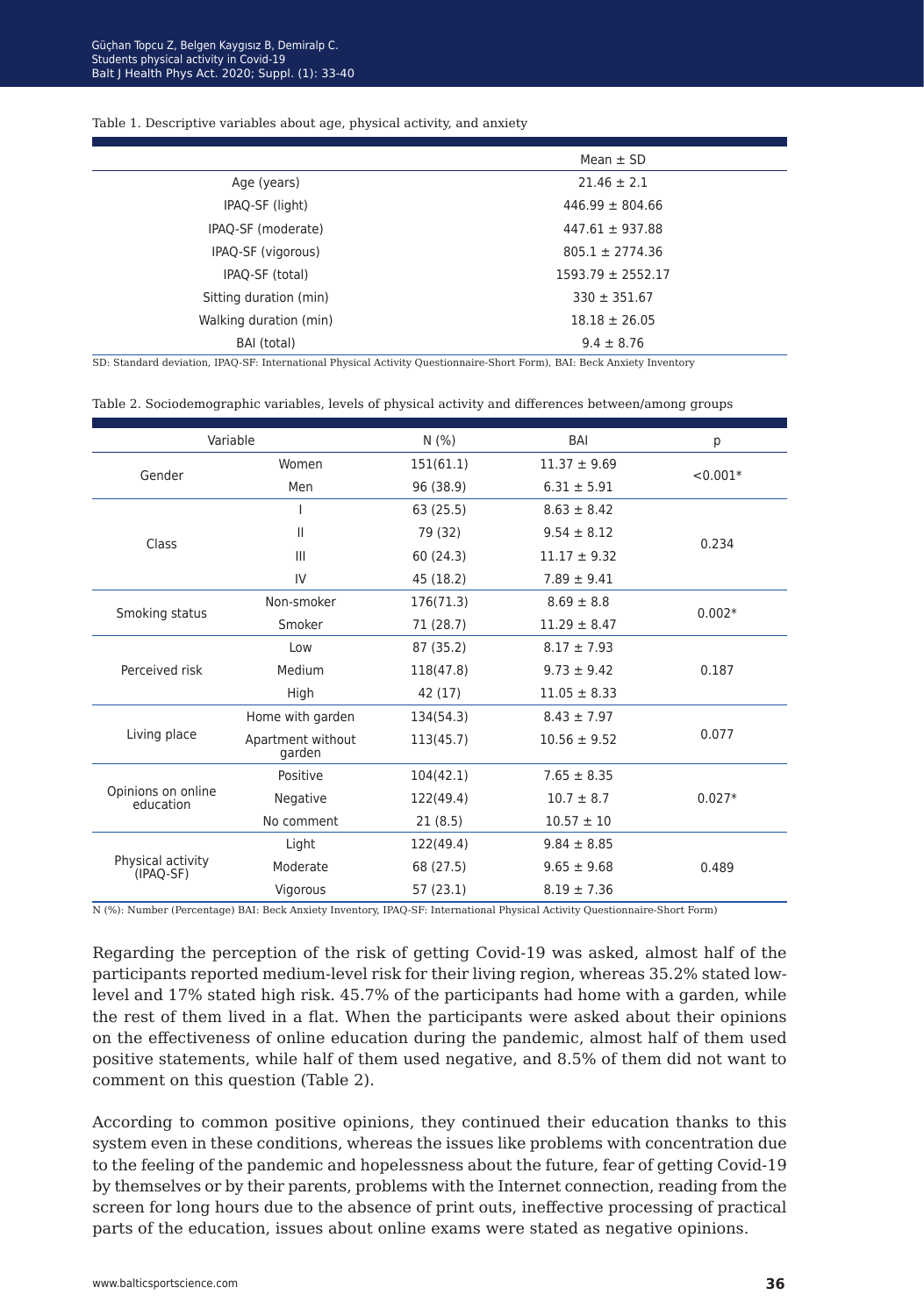Table 1. Descriptive variables about age, physical activity, and anxiety

| | Mean ± SD |
|---|---|
| Age (years) | 21.46 ± 2.1 |
| IPAQ-SF (light) | 446.99 ± 804.66 |
| IPAQ-SF (moderate) | 447.61 ± 937.88 |
| IPAQ-SF (vigorous) | 805.1 ± 2774.36 |
| IPAQ-SF (total) | 1593.79 ± 2552.17 |
| Sitting duration (min) | 330 ± 351.67 |
| Walking duration (min) | 18.18 ± 26.05 |
| BAI (total) | 9.4 ± 8.76 |

SD: Standard deviation, IPAQ-SF: International Physical Activity Questionnaire-Short Form), BAI: Beck Anxiety Inventory

Table 2. Sociodemographic variables, levels of physical activity and differences between/among groups

| Variable | | N (%) | BAI | p |
|---|---|---|---|---|
| Gender | Women | 151(61.1) | 11.37 ± 9.69 | <0.001* |
| | Men | 96 (38.9) | 6.31 ± 5.91 | |
| Class | I | 63 (25.5) | 8.63 ± 8.42 | 0.234 |
| | II | 79 (32) | 9.54 ± 8.12 | |
| | III | 60 (24.3) | 11.17 ± 9.32 | |
| | IV | 45 (18.2) | 7.89 ± 9.41 | |
| Smoking status | Non-smoker | 176(71.3) | 8.69 ± 8.8 | 0.002* |
| | Smoker | 71 (28.7) | 11.29 ± 8.47 | |
| Perceived risk | Low | 87 (35.2) | 8.17 ± 7.93 | 0.187 |
| | Medium | 118(47.8) | 9.73 ± 9.42 | |
| | High | 42 (17) | 11.05 ± 8.33 | |
| Living place | Home with garden | 134(54.3) | 8.43 ± 7.97 | 0.077 |
| | Apartment without garden | 113(45.7) | 10.56 ± 9.52 | |
| Opinions on online education | Positive | 104(42.1) | 7.65 ± 8.35 | 0.027* |
| | Negative | 122(49.4) | 10.7 ± 8.7 | |
| | No comment | 21 (8.5) | 10.57 ± 10 | |
| Physical activity (IPAQ-SF) | Light | 122(49.4) | 9.84 ± 8.85 | 0.489 |
| | Moderate | 68 (27.5) | 9.65 ± 9.68 | |
| | Vigorous | 57 (23.1) | 8.19 ± 7.36 | |

N (%): Number (Percentage) BAI: Beck Anxiety Inventory, IPAQ-SF: International Physical Activity Questionnaire-Short Form)

Regarding the perception of the risk of getting Covid-19 was asked, almost half of the participants reported medium-level risk for their living region, whereas 35.2% stated low-level and 17% stated high risk. 45.7% of the participants had home with a garden, while the rest of them lived in a flat. When the participants were asked about their opinions on the effectiveness of online education during the pandemic, almost half of them used positive statements, while half of them used negative, and 8.5% of them did not want to comment on this question (Table 2).

According to common positive opinions, they continued their education thanks to this system even in these conditions, whereas the issues like problems with concentration due to the feeling of the pandemic and hopelessness about the future, fear of getting Covid-19 by themselves or by their parents, problems with the Internet connection, reading from the screen for long hours due to the absence of print outs, ineffective processing of practical parts of the education, issues about online exams were stated as negative opinions.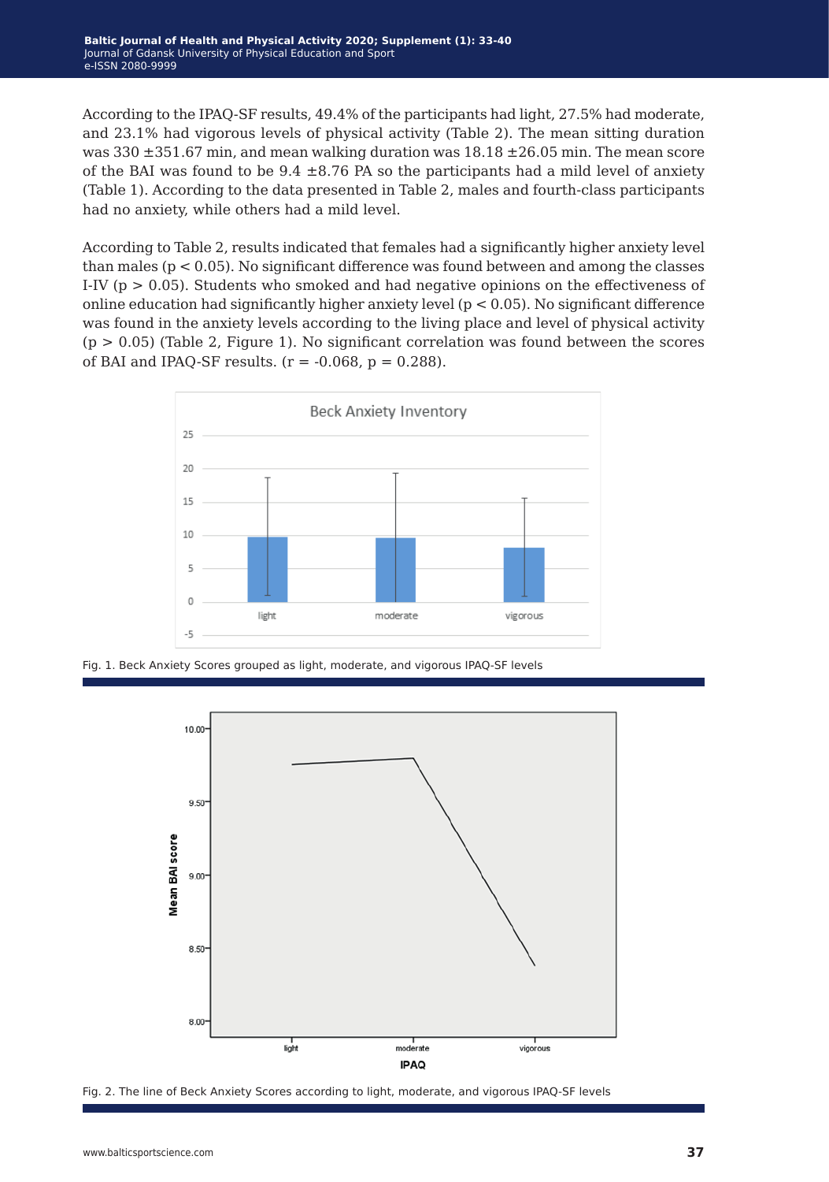According to the IPAQ-SF results, 49.4% of the participants had light, 27.5% had moderate, and 23.1% had vigorous levels of physical activity (Table 2). The mean sitting duration was 330 ±351.67 min, and mean walking duration was 18.18 ±26.05 min. The mean score of the BAI was found to be 9.4 ±8.76 PA so the participants had a mild level of anxiety (Table 1). According to the data presented in Table 2, males and fourth-class participants had no anxiety, while others had a mild level.

According to Table 2, results indicated that females had a significantly higher anxiety level than males ($p < 0.05$). No significant difference was found between and among the classes I-IV ($p > 0.05$). Students who smoked and had negative opinions on the effectiveness of online education had significantly higher anxiety level ($p < 0.05$). No significant difference was found in the anxiety levels according to the living place and level of physical activity ($p > 0.05$) (Table 2, Figure 1). No significant correlation was found between the scores of BAI and IPAQ-SF results. ($r = -0.068$, $p = 0.288$).

Fig. 1. Beck Anxiety Scores grouped as light, moderate, and vigorous IPAQ-SF levels

Fig. 2. The line of Beck Anxiety Scores according to light, moderate, and vigorous IPAQ-SF levels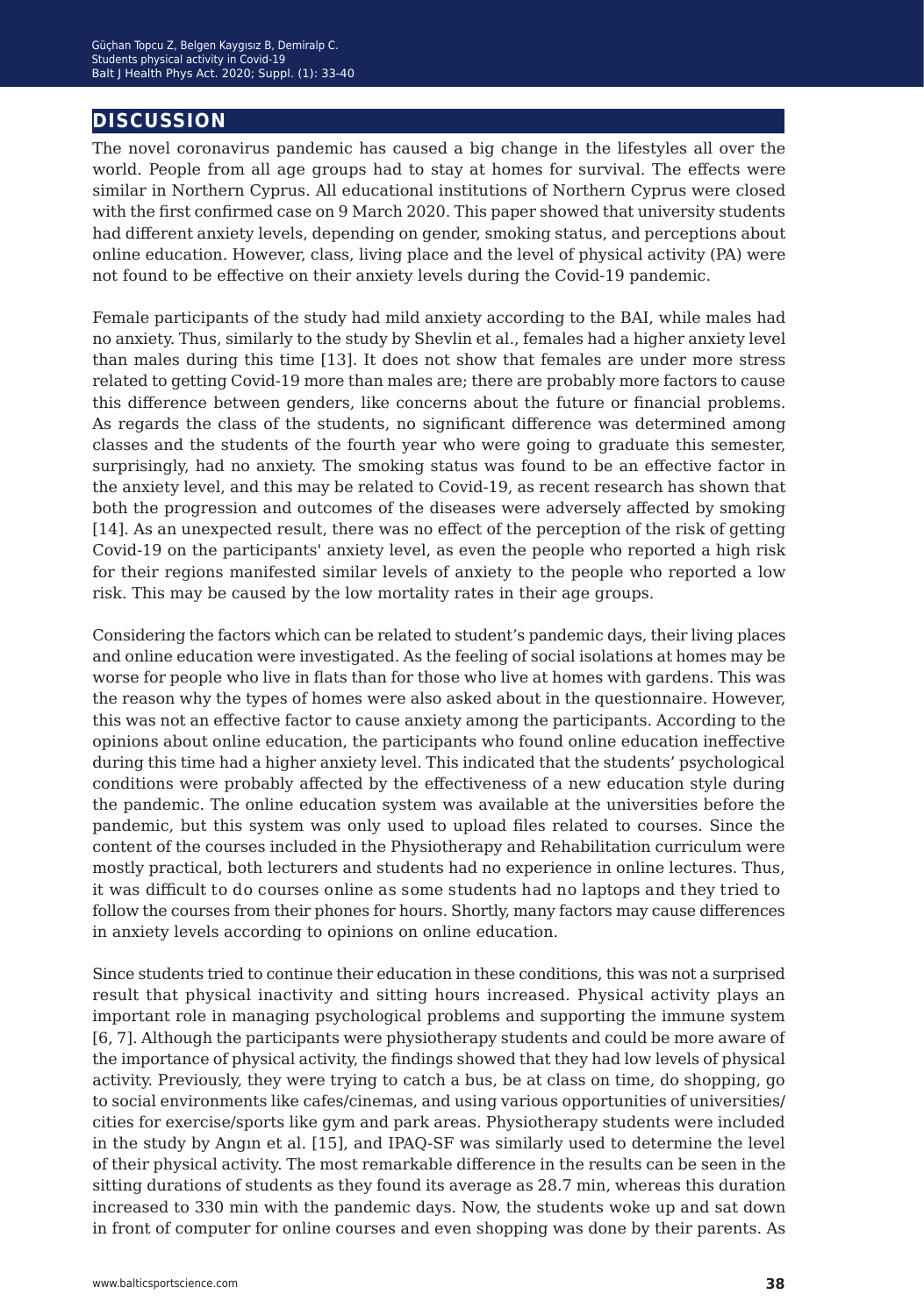## DISCUSSION

The novel coronavirus pandemic has caused a big change in the lifestyles all over the world. People from all age groups had to stay at homes for survival. The effects were similar in Northern Cyprus. All educational institutions of Northern Cyprus were closed with the first confirmed case on 9 March 2020. This paper showed that university students had different anxiety levels, depending on gender, smoking status, and perceptions about online education. However, class, living place and the level of physical activity (PA) were not found to be effective on their anxiety levels during the Covid-19 pandemic.

Female participants of the study had mild anxiety according to the BAI, while males had no anxiety. Thus, similarly to the study by Shevlin et al., females had a higher anxiety level than males during this time [13]. It does not show that females are under more stress related to getting Covid-19 more than males are; there are probably more factors to cause this difference between genders, like concerns about the future or financial problems. As regards the class of the students, no significant difference was determined among classes and the students of the fourth year who were going to graduate this semester, surprisingly, had no anxiety. The smoking status was found to be an effective factor in the anxiety level, and this may be related to Covid-19, as recent research has shown that both the progression and outcomes of the diseases were adversely affected by smoking [14]. As an unexpected result, there was no effect of the perception of the risk of getting Covid-19 on the participants' anxiety level, as even the people who reported a high risk for their regions manifested similar levels of anxiety to the people who reported a low risk. This may be caused by the low mortality rates in their age groups.

Considering the factors which can be related to student's pandemic days, their living places and online education were investigated. As the feeling of social isolations at homes may be worse for people who live in flats than for those who live at homes with gardens. This was the reason why the types of homes were also asked about in the questionnaire. However, this was not an effective factor to cause anxiety among the participants. According to the opinions about online education, the participants who found online education ineffective during this time had a higher anxiety level. This indicated that the students' psychological conditions were probably affected by the effectiveness of a new education style during the pandemic. The online education system was available at the universities before the pandemic, but this system was only used to upload files related to courses. Since the content of the courses included in the Physiotherapy and Rehabilitation curriculum were mostly practical, both lecturers and students had no experience in online lectures. Thus, it was difficult to do courses online as some students had no laptops and they tried to follow the courses from their phones for hours. Shortly, many factors may cause differences in anxiety levels according to opinions on online education.

Since students tried to continue their education in these conditions, this was not a surprised result that physical inactivity and sitting hours increased. Physical activity plays an important role in managing psychological problems and supporting the immune system [6, 7]. Although the participants were physiotherapy students and could be more aware of the importance of physical activity, the findings showed that they had low levels of physical activity. Previously, they were trying to catch a bus, be at class on time, do shopping, go to social environments like cafes/cinemas, and using various opportunities of universities/cities for exercise/sports like gym and park areas. Physiotherapy students were included in the study by Angın et al. [15], and IPAQ-SF was similarly used to determine the level of their physical activity. The most remarkable difference in the results can be seen in the sitting durations of students as they found its average as 28.7 min, whereas this duration increased to 330 min with the pandemic days. Now, the students woke up and sat down in front of computer for online courses and even shopping was done by their parents. As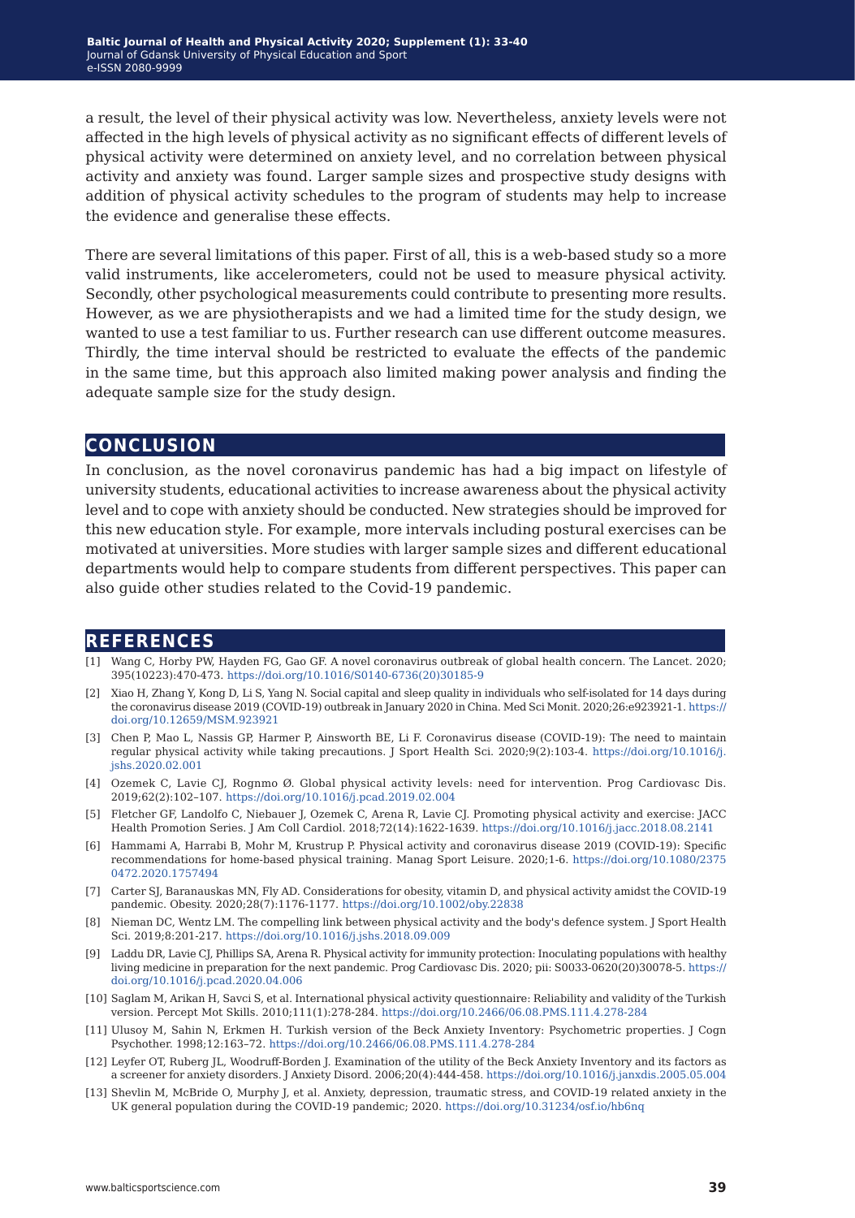a result, the level of their physical activity was low. Nevertheless, anxiety levels were not affected in the high levels of physical activity as no significant effects of different levels of physical activity were determined on anxiety level, and no correlation between physical activity and anxiety was found. Larger sample sizes and prospective study designs with addition of physical activity schedules to the program of students may help to increase the evidence and generalise these effects.

There are several limitations of this paper. First of all, this is a web-based study so a more valid instruments, like accelerometers, could not be used to measure physical activity. Secondly, other psychological measurements could contribute to presenting more results. However, as we are physiotherapists and we had a limited time for the study design, we wanted to use a test familiar to us. Further research can use different outcome measures. Thirdly, the time interval should be restricted to evaluate the effects of the pandemic in the same time, but this approach also limited making power analysis and finding the adequate sample size for the study design.

## CONCLUSION

In conclusion, as the novel coronavirus pandemic has had a big impact on lifestyle of university students, educational activities to increase awareness about the physical activity level and to cope with anxiety should be conducted. New strategies should be improved for this new education style. For example, more intervals including postural exercises can be motivated at universities. More studies with larger sample sizes and different educational departments would help to compare students from different perspectives. This paper can also guide other studies related to the Covid-19 pandemic.

## REFERENCES

[1] Wang C, Horby PW, Hayden FG, Gao GF. A novel coronavirus outbreak of global health concern. The Lancet. 2020; 395(10223):470-473. https://doi.org/10.1016/S0140-6736(20)30185-9

[2] Xiao H, Zhang Y, Kong D, Li S, Yang N. Social capital and sleep quality in individuals who self-isolated for 14 days during the coronavirus disease 2019 (COVID-19) outbreak in January 2020 in China. Med Sci Monit. 2020;26:e923921-1. https://doi.org/10.12659/MSM.923921

[3] Chen P, Mao L, Nassis GP, Harmer P, Ainsworth BE, Li F. Coronavirus disease (COVID-19): The need to maintain regular physical activity while taking precautions. J Sport Health Sci. 2020;9(2):103-4. https://doi.org/10.1016/j.jshs.2020.02.001

[4] Ozemek C, Lavie CJ, Rognmo Ø. Global physical activity levels: need for intervention. Prog Cardiovasc Dis. 2019;62(2):102–107. https://doi.org/10.1016/j.pcad.2019.02.004

[5] Fletcher GF, Landolfo C, Niebauer J, Ozemek C, Arena R, Lavie CJ. Promoting physical activity and exercise: JACC Health Promotion Series. J Am Coll Cardiol. 2018;72(14):1622-1639. https://doi.org/10.1016/j.jacc.2018.08.2141

[6] Hammami A, Harrabi B, Mohr M, Krustrup P. Physical activity and coronavirus disease 2019 (COVID-19): Specific recommendations for home-based physical training. Manag Sport Leisure. 2020;1-6. https://doi.org/10.1080/23750472.2020.1757494

[7] Carter SJ, Baranauskas MN, Fly AD. Considerations for obesity, vitamin D, and physical activity amidst the COVID-19 pandemic. Obesity. 2020;28(7):1176-1177. https://doi.org/10.1002/oby.22838

[8] Nieman DC, Wentz LM. The compelling link between physical activity and the body's defence system. J Sport Health Sci. 2019;8:201-217. https://doi.org/10.1016/j.jshs.2018.09.009

[9] Laddu DR, Lavie CJ, Phillips SA, Arena R. Physical activity for immunity protection: Inoculating populations with healthy living medicine in preparation for the next pandemic. Prog Cardiovasc Dis. 2020; pii: S0033-0620(20)30078-5. https://doi.org/10.1016/j.pcad.2020.04.006

[10] Saglam M, Arikan H, Savci S, et al. International physical activity questionnaire: Reliability and validity of the Turkish version. Percept Mot Skills. 2010;111(1):278-284. https://doi.org/10.2466/06.08.PMS.111.4.278-284

[11] Ulusoy M, Sahin N, Erkmen H. Turkish version of the Beck Anxiety Inventory: Psychometric properties. J Cogn Psychother. 1998;12:163–72. https://doi.org/10.2466/06.08.PMS.111.4.278-284

[12] Leyfer OT, Ruberg JL, Woodruff-Borden J. Examination of the utility of the Beck Anxiety Inventory and its factors as a screener for anxiety disorders. J Anxiety Disord. 2006;20(4):444-458. https://doi.org/10.1016/j.janxdis.2005.05.004

[13] Shevlin M, McBride O, Murphy J, et al. Anxiety, depression, traumatic stress, and COVID-19 related anxiety in the UK general population during the COVID-19 pandemic; 2020. https://doi.org/10.31234/osf.io/hb6nq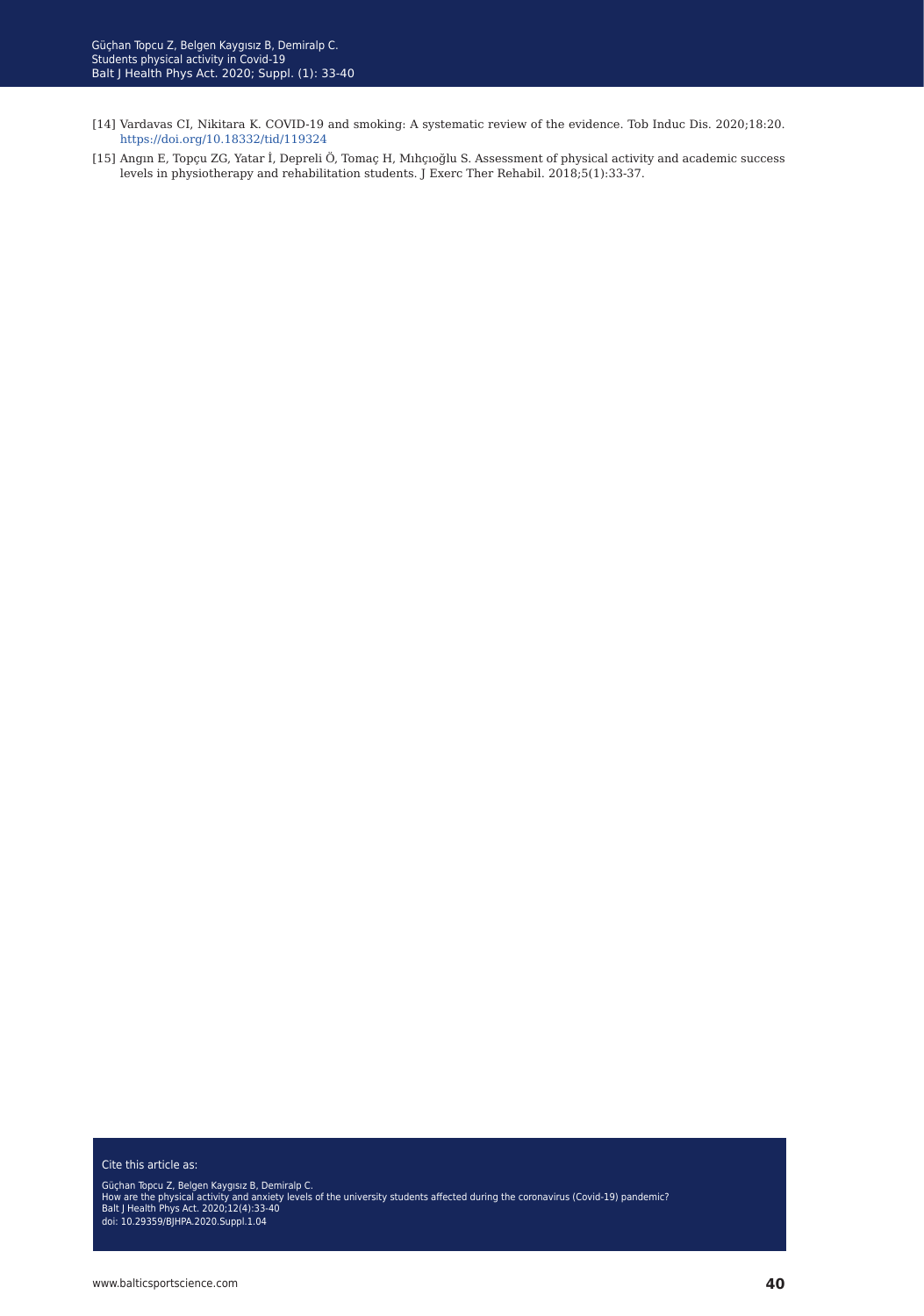[14] Vardavas CI, Nikitara K. COVID-19 and smoking: A systematic review of the evidence. Tob Induc Dis. 2020;18:20. https://doi.org/10.18332/tid/119324

[15] Angın E, Topçu ZG, Yatar İ, Depreli Ö, Tomaç H, Mıhçıoğlu S. Assessment of physical activity and academic success levels in physiotherapy and rehabilitation students. J Exerc Ther Rehabil. 2018;5(1):33-37.

Cite this article as:

Güçhan Topcu Z, Belgen Kaygısız B, Demiralp C.
How are the physical activity and anxiety levels of the university students affected during the coronavirus (Covid-19) pandemic?
Balt J Health Phys Act. 2020;12(4):33-40
doi: 10.29359/BJHPA.2020.Suppl.1.04